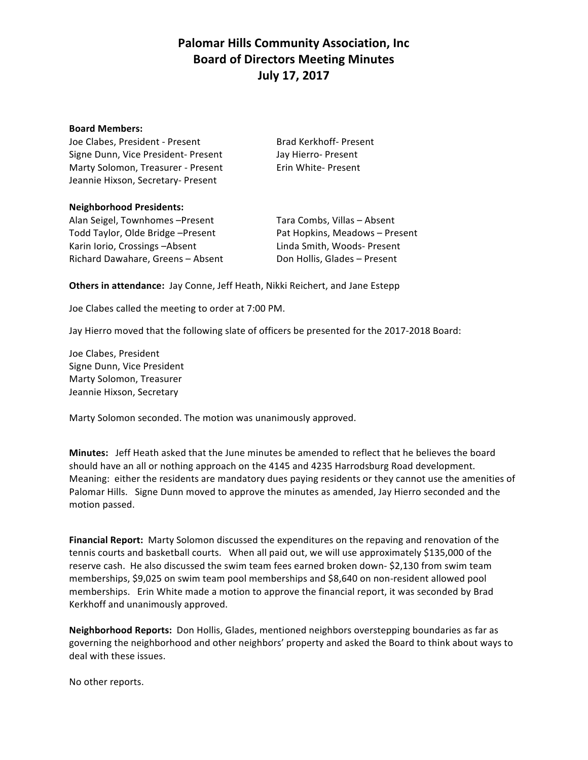# Palomar Hills Community Association, Inc
## Board of Directors Meeting Minutes
## July 17, 2017

**Board Members:**

Joe Clabes, President - Present
Signe Dunn, Vice President- Present
Marty Solomon, Treasurer - Present
Jeannie Hixson, Secretary- Present
Brad Kerkhoff- Present
Jay Hierro- Present
Erin White- Present

**Neighborhood Presidents:**

Alan Seigel, Townhomes –Present
Todd Taylor, Olde Bridge –Present
Karin Iorio, Crossings –Absent
Richard Dawahare, Greens – Absent
Tara Combs, Villas – Absent
Pat Hopkins, Meadows – Present
Linda Smith, Woods- Present
Don Hollis, Glades – Present

**Others in attendance:** Jay Conne, Jeff Heath, Nikki Reichert, and Jane Estepp

Joe Clabes called the meeting to order at 7:00 PM.

Jay Hierro moved that the following slate of officers be presented for the 2017-2018 Board:

Joe Clabes, President
Signe Dunn, Vice President
Marty Solomon, Treasurer
Jeannie Hixson, Secretary

Marty Solomon seconded. The motion was unanimously approved.

**Minutes:** Jeff Heath asked that the June minutes be amended to reflect that he believes the board should have an all or nothing approach on the 4145 and 4235 Harrodsburg Road development. Meaning: either the residents are mandatory dues paying residents or they cannot use the amenities of Palomar Hills. Signe Dunn moved to approve the minutes as amended, Jay Hierro seconded and the motion passed.

**Financial Report:** Marty Solomon discussed the expenditures on the repaving and renovation of the tennis courts and basketball courts. When all paid out, we will use approximately $135,000 of the reserve cash. He also discussed the swim team fees earned broken down- $2,130 from swim team memberships, $9,025 on swim team pool memberships and $8,640 on non-resident allowed pool memberships. Erin White made a motion to approve the financial report, it was seconded by Brad Kerkhoff and unanimously approved.

**Neighborhood Reports:** Don Hollis, Glades, mentioned neighbors overstepping boundaries as far as governing the neighborhood and other neighbors' property and asked the Board to think about ways to deal with these issues.

No other reports.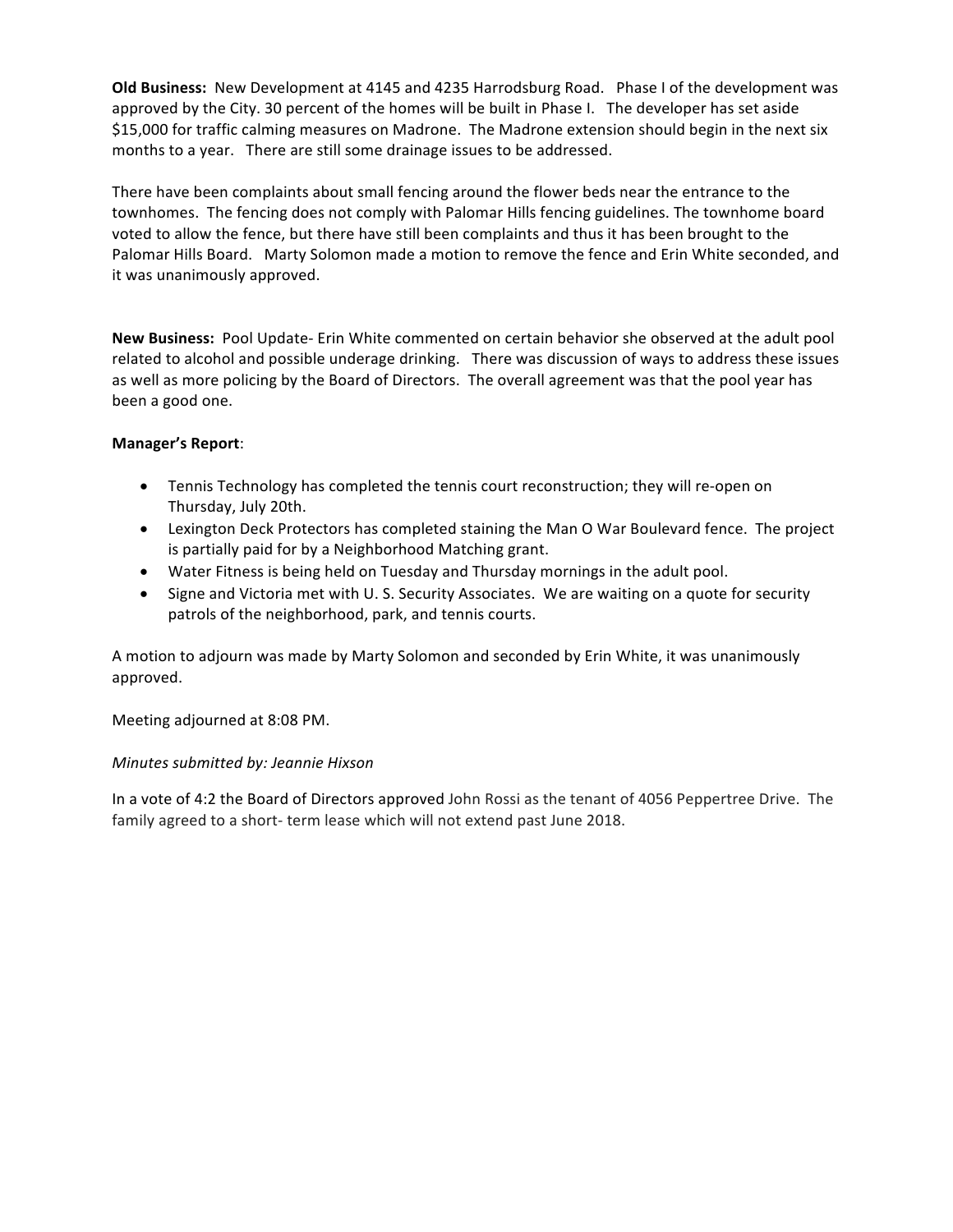**Old Business:** New Development at 4145 and 4235 Harrodsburg Road. Phase I of the development was approved by the City. 30 percent of the homes will be built in Phase I. The developer has set aside $15,000 for traffic calming measures on Madrone. The Madrone extension should begin in the next six months to a year. There are still some drainage issues to be addressed.

There have been complaints about small fencing around the flower beds near the entrance to the townhomes. The fencing does not comply with Palomar Hills fencing guidelines. The townhome board voted to allow the fence, but there have still been complaints and thus it has been brought to the Palomar Hills Board. Marty Solomon made a motion to remove the fence and Erin White seconded, and it was unanimously approved.

**New Business:** Pool Update- Erin White commented on certain behavior she observed at the adult pool related to alcohol and possible underage drinking. There was discussion of ways to address these issues as well as more policing by the Board of Directors. The overall agreement was that the pool year has been a good one.

**Manager's Report**:

- Tennis Technology has completed the tennis court reconstruction; they will re-open on Thursday, July 20th.
- Lexington Deck Protectors has completed staining the Man O War Boulevard fence. The project is partially paid for by a Neighborhood Matching grant.
- Water Fitness is being held on Tuesday and Thursday mornings in the adult pool.
- Signe and Victoria met with U. S. Security Associates. We are waiting on a quote for security patrols of the neighborhood, park, and tennis courts.

A motion to adjourn was made by Marty Solomon and seconded by Erin White, it was unanimously approved.

Meeting adjourned at 8:08 PM.

*Minutes submitted by: Jeannie Hixson*

In a vote of 4:2 the Board of Directors approved John Rossi as the tenant of 4056 Peppertree Drive. The family agreed to a short- term lease which will not extend past June 2018.